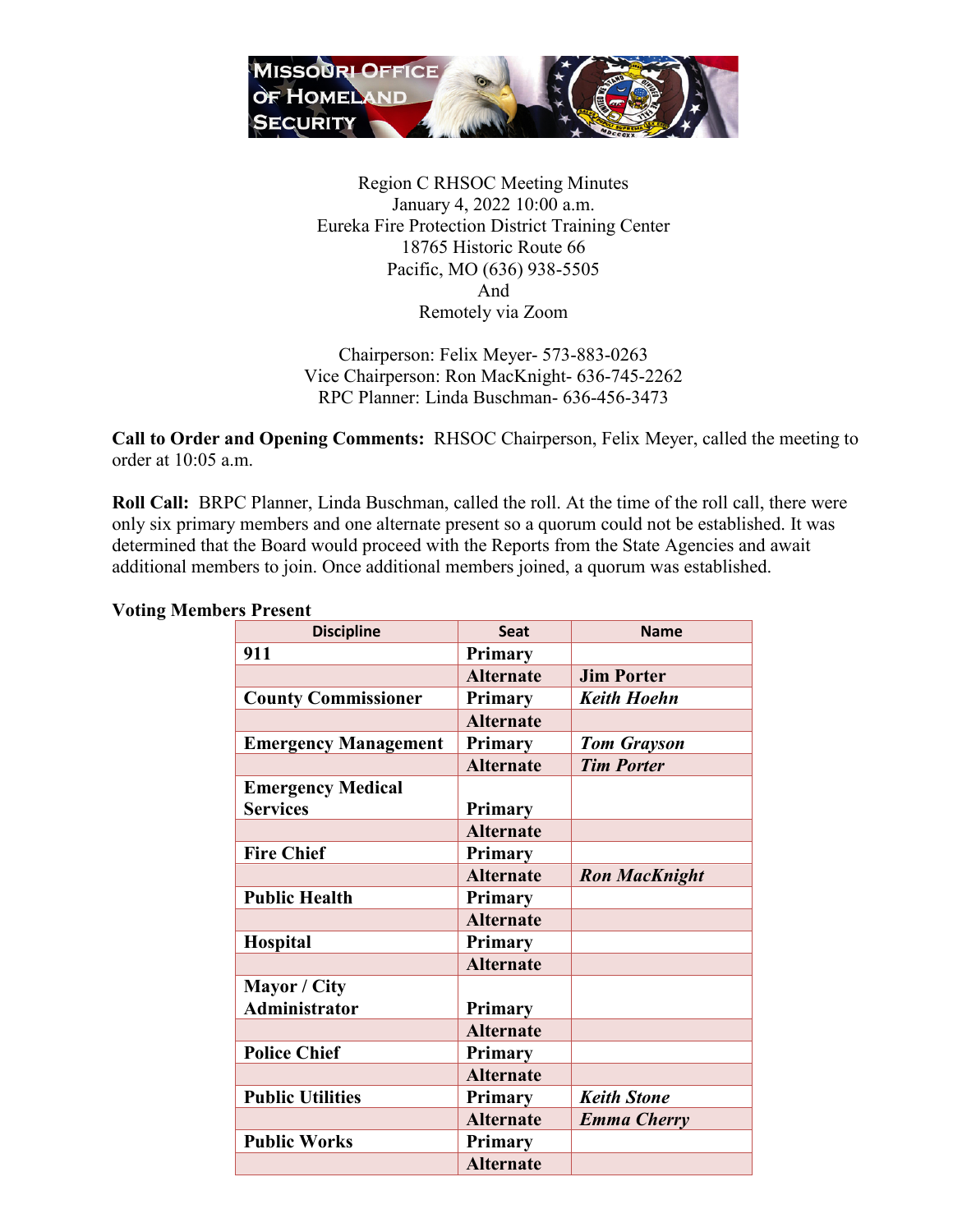Region C RHSOC Meeting Minutes
January 4, 2022 10:00 a.m.
Eureka Fire Protection District Training Center
18765 Historic Route 66
Pacific, MO (636) 938-5505
And
Remotely via Zoom

Chairperson: Felix Meyer- 573-883-0263
Vice Chairperson: Ron MacKnight- 636-745-2262
RPC Planner: Linda Buschman- 636-456-3473

**Call to Order and Opening Comments:** RHSOC Chairperson, Felix Meyer, called the meeting to order at 10:05 a.m.

**Roll Call:** BRPC Planner, Linda Buschman, called the roll. At the time of the roll call, there were only six primary members and one alternate present so a quorum could not be established. It was determined that the Board would proceed with the Reports from the State Agencies and await additional members to join. Once additional members joined, a quorum was established.

**Voting Members Present**

| Discipline | Seat | Name |
|---|---|---|
| **911** | **Primary** | |
| | **Alternate** | **Jim Porter** |
| **County Commissioner** | **Primary** | ***Keith Hoehn*** |
| | **Alternate** | |
| **Emergency Management** | **Primary** | ***Tom Grayson*** |
| | **Alternate** | ***Tim Porter*** |
| **Emergency Medical Services** | **Primary** | |
| | **Alternate** | |
| **Fire Chief** | **Primary** | |
| | **Alternate** | ***Ron MacKnight*** |
| **Public Health** | **Primary** | |
| | **Alternate** | |
| **Hospital** | **Primary** | |
| | **Alternate** | |
| **Mayor / City Administrator** | **Primary** | |
| | **Alternate** | |
| **Police Chief** | **Primary** | |
| | **Alternate** | |
| **Public Utilities** | **Primary** | ***Keith Stone*** |
| | **Alternate** | ***Emma Cherry*** |
| **Public Works** | **Primary** | |
| | **Alternate** | |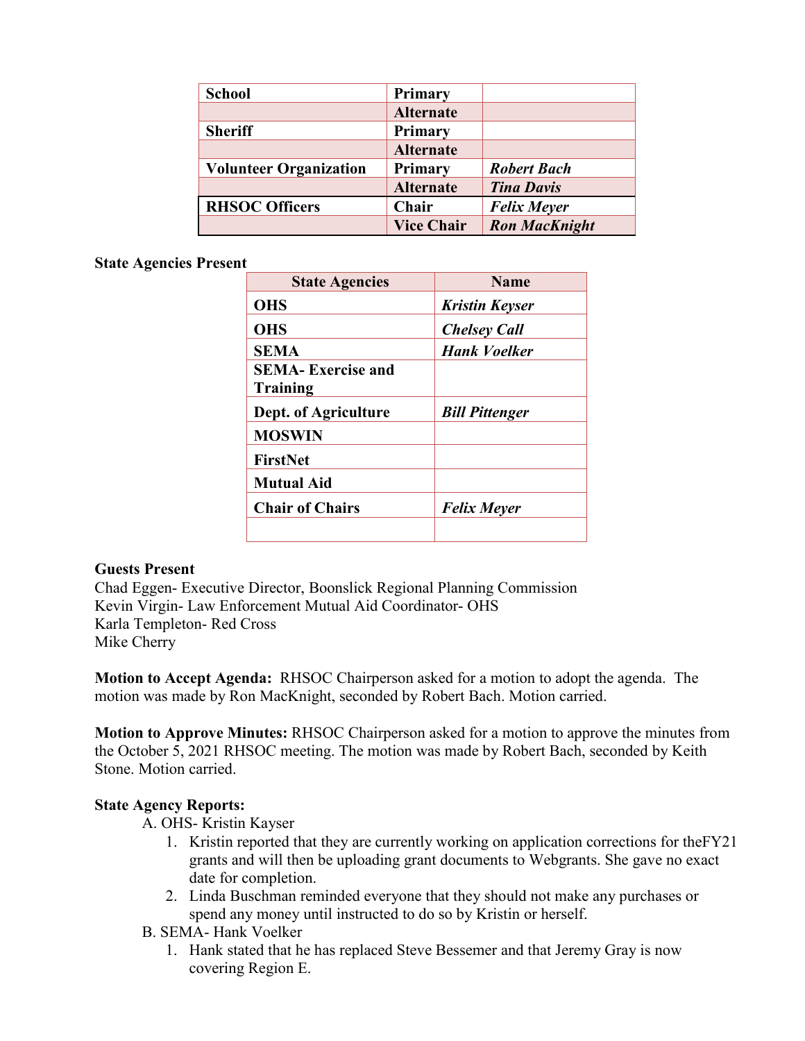| | | |
|---|---|---|
| **School** | **Primary** | |
| | **Alternate** | |
| **Sheriff** | **Primary** | |
| | **Alternate** | |
| **Volunteer Organization** | **Primary** | ***Robert Bach*** |
| | **Alternate** | ***Tina Davis*** |
| **RHSOC Officers** | **Chair** | ***Felix Meyer*** |
| | **Vice Chair** | ***Ron MacKnight*** |

**State Agencies Present**

| State Agencies | Name |
|---|---|
| **OHS** | ***Kristin Keyser*** |
| **OHS** | ***Chelsey Call*** |
| **SEMA** | ***Hank Voelker*** |
| **SEMA- Exercise and Training** | |
| **Dept. of Agriculture** | ***Bill Pittenger*** |
| **MOSWIN** | |
| **FirstNet** | |
| **Mutual Aid** | |
| **Chair of Chairs** | ***Felix Meyer*** |
| | |

**Guests Present**

Chad Eggen- Executive Director, Boonslick Regional Planning Commission
Kevin Virgin- Law Enforcement Mutual Aid Coordinator- OHS
Karla Templeton- Red Cross
Mike Cherry

**Motion to Accept Agenda:** RHSOC Chairperson asked for a motion to adopt the agenda. The motion was made by Ron MacKnight, seconded by Robert Bach. Motion carried.

**Motion to Approve Minutes:** RHSOC Chairperson asked for a motion to approve the minutes from the October 5, 2021 RHSOC meeting. The motion was made by Robert Bach, seconded by Keith Stone. Motion carried.

**State Agency Reports:**

A. OHS- Kristin Kayser
1. Kristin reported that they are currently working on application corrections for theFY21 grants and will then be uploading grant documents to Webgrants. She gave no exact date for completion.
2. Linda Buschman reminded everyone that they should not make any purchases or spend any money until instructed to do so by Kristin or herself.

B. SEMA- Hank Voelker
1. Hank stated that he has replaced Steve Bessemer and that Jeremy Gray is now covering Region E.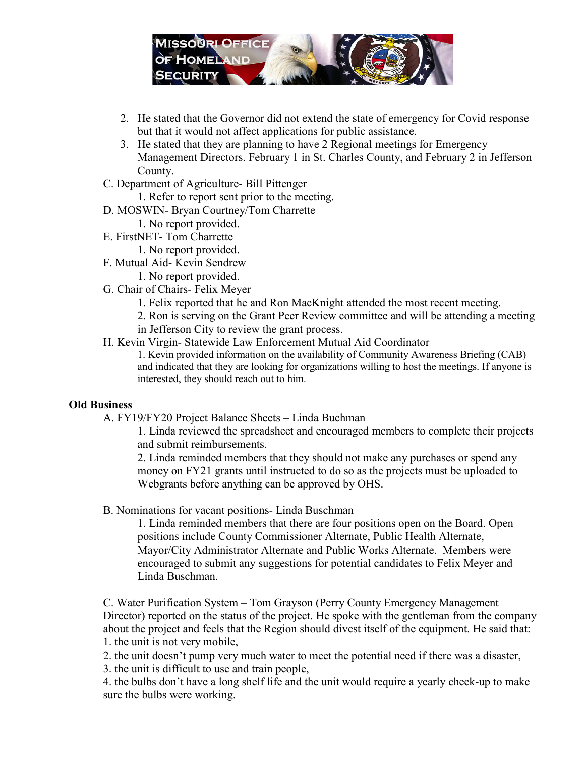2. He stated that the Governor did not extend the state of emergency for Covid response but that it would not affect applications for public assistance.
3. He stated that they are planning to have 2 Regional meetings for Emergency Management Directors. February 1 in St. Charles County, and February 2 in Jefferson County.

C. Department of Agriculture- Bill Pittenger

1. Refer to report sent prior to the meeting.

D. MOSWIN- Bryan Courtney/Tom Charrette

1. No report provided.

E. FirstNET- Tom Charrette

1. No report provided.

F. Mutual Aid- Kevin Sendrew

1. No report provided.

G. Chair of Chairs- Felix Meyer

1. Felix reported that he and Ron MacKnight attended the most recent meeting.
2. Ron is serving on the Grant Peer Review committee and will be attending a meeting in Jefferson City to review the grant process.

H. Kevin Virgin- Statewide Law Enforcement Mutual Aid Coordinator

1. Kevin provided information on the availability of Community Awareness Briefing (CAB) and indicated that they are looking for organizations willing to host the meetings. If anyone is interested, they should reach out to him.

**Old Business**

A. FY19/FY20 Project Balance Sheets – Linda Buchman

1. Linda reviewed the spreadsheet and encouraged members to complete their projects and submit reimbursements.
2. Linda reminded members that they should not make any purchases or spend any money on FY21 grants until instructed to do so as the projects must be uploaded to Webgrants before anything can be approved by OHS.

B. Nominations for vacant positions- Linda Buschman

1. Linda reminded members that there are four positions open on the Board. Open positions include County Commissioner Alternate, Public Health Alternate, Mayor/City Administrator Alternate and Public Works Alternate. Members were encouraged to submit any suggestions for potential candidates to Felix Meyer and Linda Buschman.

C. Water Purification System – Tom Grayson (Perry County Emergency Management Director) reported on the status of the project. He spoke with the gentleman from the company about the project and feels that the Region should divest itself of the equipment. He said that:

1. the unit is not very mobile,
2. the unit doesn't pump very much water to meet the potential need if there was a disaster,
3. the unit is difficult to use and train people,
4. the bulbs don't have a long shelf life and the unit would require a yearly check-up to make sure the bulbs were working.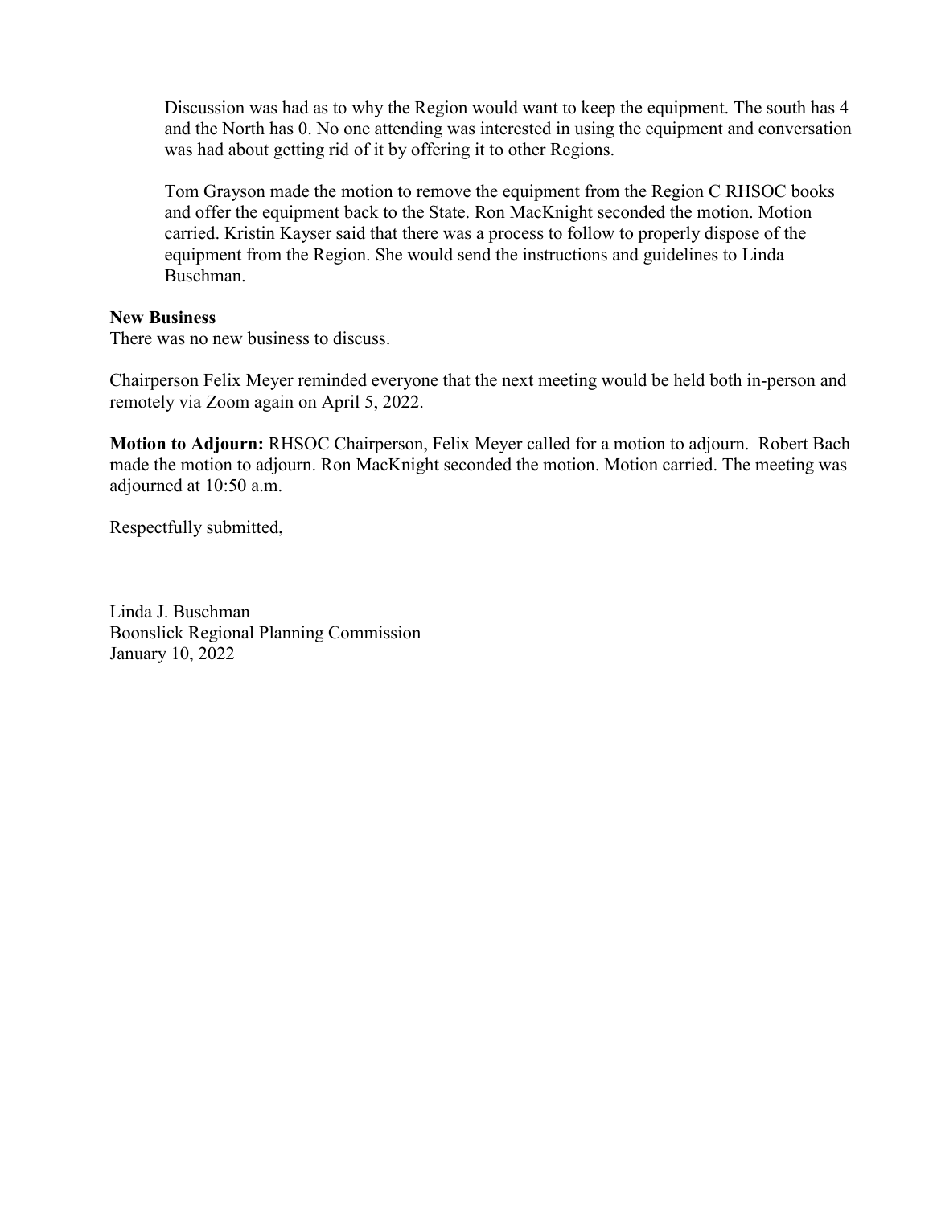Discussion was had as to why the Region would want to keep the equipment. The south has 4 and the North has 0. No one attending was interested in using the equipment and conversation was had about getting rid of it by offering it to other Regions.

Tom Grayson made the motion to remove the equipment from the Region C RHSOC books and offer the equipment back to the State. Ron MacKnight seconded the motion. Motion carried. Kristin Kayser said that there was a process to follow to properly dispose of the equipment from the Region. She would send the instructions and guidelines to Linda Buschman.

**New Business**
There was no new business to discuss.

Chairperson Felix Meyer reminded everyone that the next meeting would be held both in-person and remotely via Zoom again on April 5, 2022.

**Motion to Adjourn:** RHSOC Chairperson, Felix Meyer called for a motion to adjourn. Robert Bach made the motion to adjourn. Ron MacKnight seconded the motion. Motion carried. The meeting was adjourned at 10:50 a.m.

Respectfully submitted,

Linda J. Buschman
Boonslick Regional Planning Commission
January 10, 2022